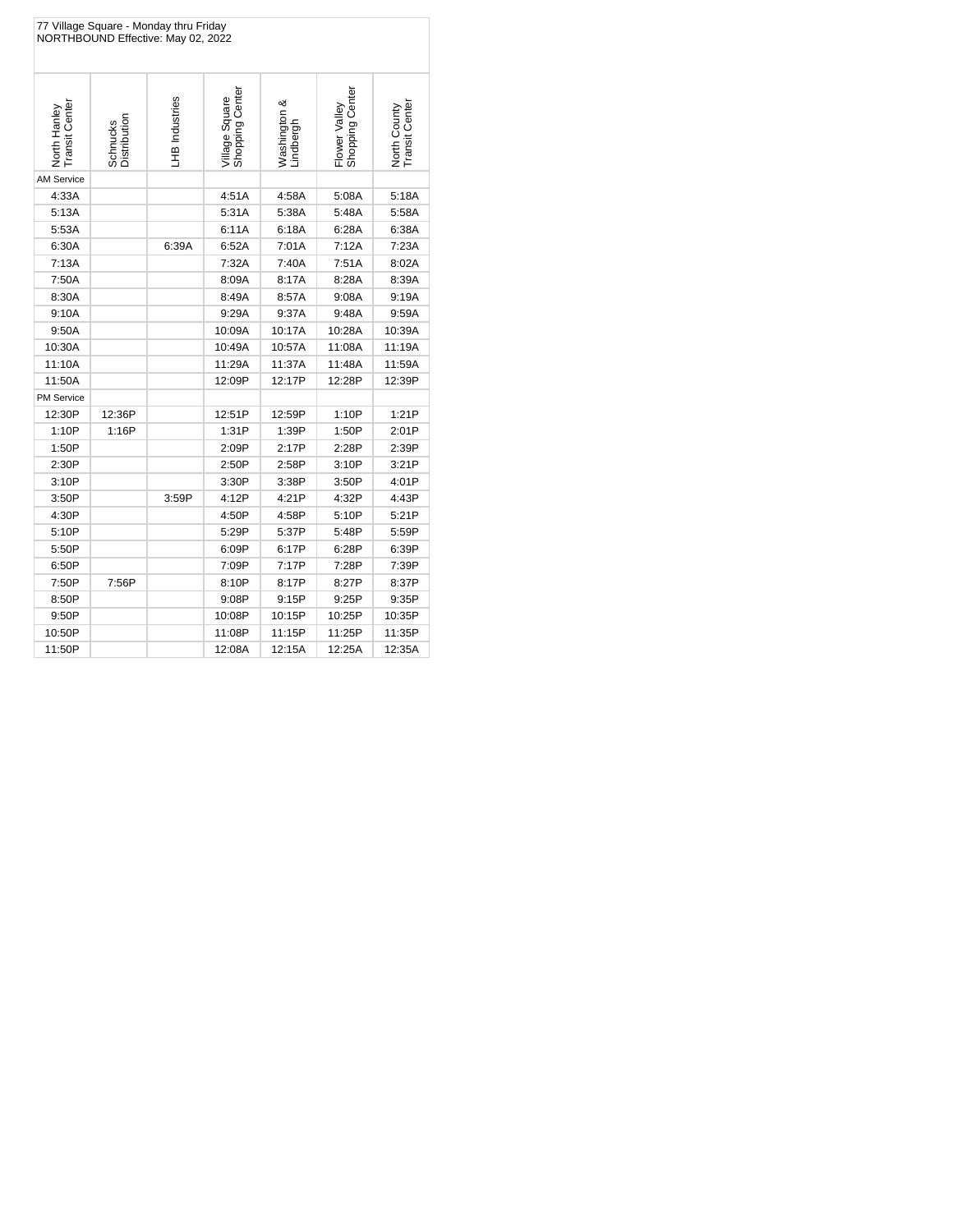77 Village Square - Monday thru Friday
NORTHBOUND Effective: May 02, 2022

| North Hanley Transit Center | Schnucks Distribution | LHB Industries | Village Square Shopping Center | Washington & Lindbergh | Flower Valley Shopping Center | North County Transit Center |
|---|---|---|---|---|---|---|
| AM Service | | | | | | |
| 4:33A | | | 4:51A | 4:58A | 5:08A | 5:18A |
| 5:13A | | | 5:31A | 5:38A | 5:48A | 5:58A |
| 5:53A | | | 6:11A | 6:18A | 6:28A | 6:38A |
| 6:30A | | 6:39A | 6:52A | 7:01A | 7:12A | 7:23A |
| 7:13A | | | 7:32A | 7:40A | 7:51A | 8:02A |
| 7:50A | | | 8:09A | 8:17A | 8:28A | 8:39A |
| 8:30A | | | 8:49A | 8:57A | 9:08A | 9:19A |
| 9:10A | | | 9:29A | 9:37A | 9:48A | 9:59A |
| 9:50A | | | 10:09A | 10:17A | 10:28A | 10:39A |
| 10:30A | | | 10:49A | 10:57A | 11:08A | 11:19A |
| 11:10A | | | 11:29A | 11:37A | 11:48A | 11:59A |
| 11:50A | | | 12:09P | 12:17P | 12:28P | 12:39P |
| PM Service | | | | | | |
| 12:30P | 12:36P | | 12:51P | 12:59P | 1:10P | 1:21P |
| 1:10P | 1:16P | | 1:31P | 1:39P | 1:50P | 2:01P |
| 1:50P | | | 2:09P | 2:17P | 2:28P | 2:39P |
| 2:30P | | | 2:50P | 2:58P | 3:10P | 3:21P |
| 3:10P | | | 3:30P | 3:38P | 3:50P | 4:01P |
| 3:50P | | 3:59P | 4:12P | 4:21P | 4:32P | 4:43P |
| 4:30P | | | 4:50P | 4:58P | 5:10P | 5:21P |
| 5:10P | | | 5:29P | 5:37P | 5:48P | 5:59P |
| 5:50P | | | 6:09P | 6:17P | 6:28P | 6:39P |
| 6:50P | | | 7:09P | 7:17P | 7:28P | 7:39P |
| 7:50P | 7:56P | | 8:10P | 8:17P | 8:27P | 8:37P |
| 8:50P | | | 9:08P | 9:15P | 9:25P | 9:35P |
| 9:50P | | | 10:08P | 10:15P | 10:25P | 10:35P |
| 10:50P | | | 11:08P | 11:15P | 11:25P | 11:35P |
| 11:50P | | | 12:08A | 12:15A | 12:25A | 12:35A |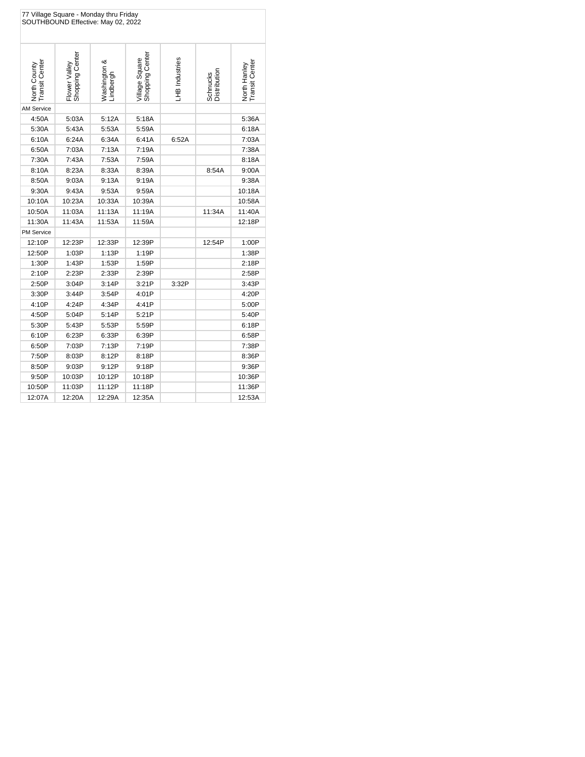77 Village Square - Monday thru Friday
SOUTHBOUND Effective: May 02, 2022

| North County Transit Center | Flower Valley Shopping Center | Washington & Lindbergh | Village Square Shopping Center | LHB Industries | Schnucks Distribution | North Hanley Transit Center |
|---|---|---|---|---|---|---|
| AM Service | | | | | | |
| 4:50A | 5:03A | 5:12A | 5:18A | | | 5:36A |
| 5:30A | 5:43A | 5:53A | 5:59A | | | 6:18A |
| 6:10A | 6:24A | 6:34A | 6:41A | 6:52A | | 7:03A |
| 6:50A | 7:03A | 7:13A | 7:19A | | | 7:38A |
| 7:30A | 7:43A | 7:53A | 7:59A | | | 8:18A |
| 8:10A | 8:23A | 8:33A | 8:39A | | 8:54A | 9:00A |
| 8:50A | 9:03A | 9:13A | 9:19A | | | 9:38A |
| 9:30A | 9:43A | 9:53A | 9:59A | | | 10:18A |
| 10:10A | 10:23A | 10:33A | 10:39A | | | 10:58A |
| 10:50A | 11:03A | 11:13A | 11:19A | | 11:34A | 11:40A |
| 11:30A | 11:43A | 11:53A | 11:59A | | | 12:18P |
| PM Service | | | | | | |
| 12:10P | 12:23P | 12:33P | 12:39P | | 12:54P | 1:00P |
| 12:50P | 1:03P | 1:13P | 1:19P | | | 1:38P |
| 1:30P | 1:43P | 1:53P | 1:59P | | | 2:18P |
| 2:10P | 2:23P | 2:33P | 2:39P | | | 2:58P |
| 2:50P | 3:04P | 3:14P | 3:21P | 3:32P | | 3:43P |
| 3:30P | 3:44P | 3:54P | 4:01P | | | 4:20P |
| 4:10P | 4:24P | 4:34P | 4:41P | | | 5:00P |
| 4:50P | 5:04P | 5:14P | 5:21P | | | 5:40P |
| 5:30P | 5:43P | 5:53P | 5:59P | | | 6:18P |
| 6:10P | 6:23P | 6:33P | 6:39P | | | 6:58P |
| 6:50P | 7:03P | 7:13P | 7:19P | | | 7:38P |
| 7:50P | 8:03P | 8:12P | 8:18P | | | 8:36P |
| 8:50P | 9:03P | 9:12P | 9:18P | | | 9:36P |
| 9:50P | 10:03P | 10:12P | 10:18P | | | 10:36P |
| 10:50P | 11:03P | 11:12P | 11:18P | | | 11:36P |
| 12:07A | 12:20A | 12:29A | 12:35A | | | 12:53A |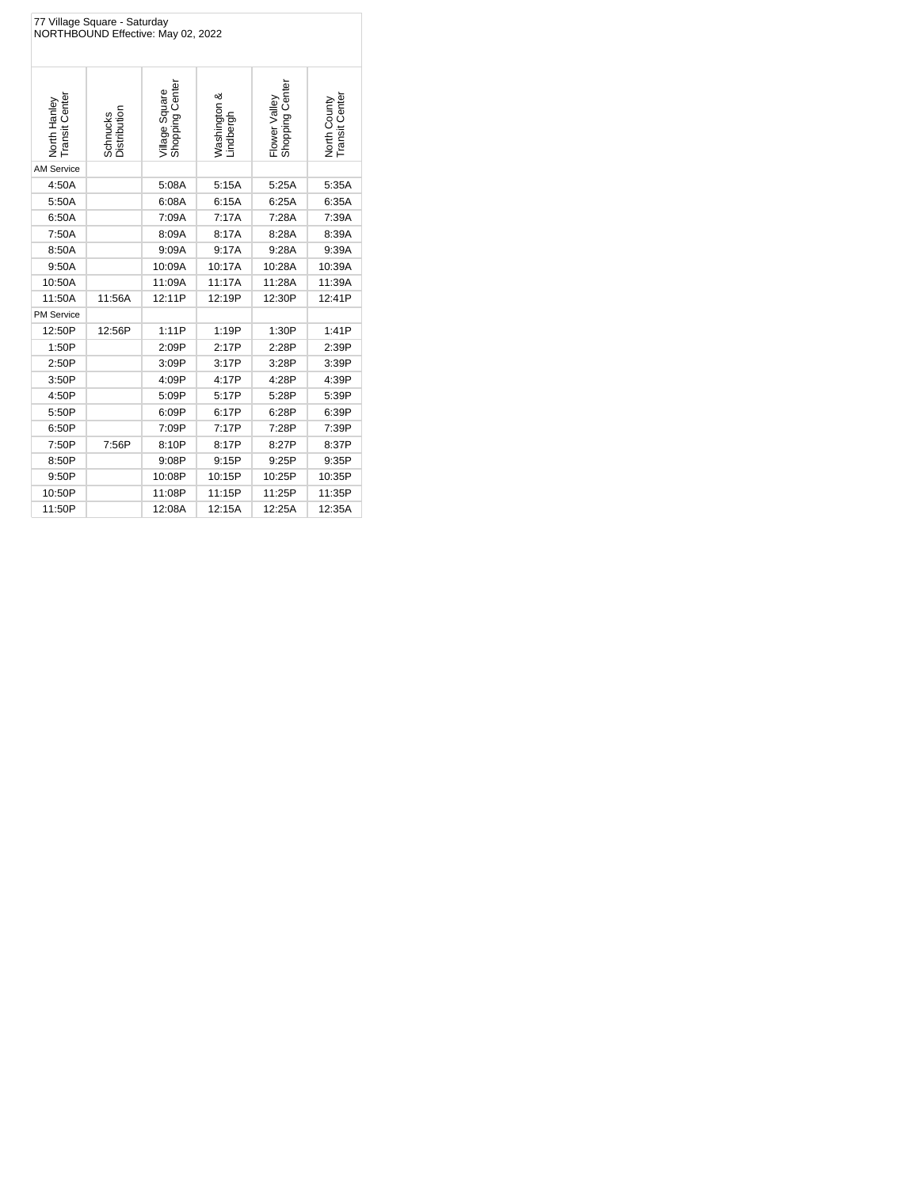77 Village Square - Saturday
NORTHBOUND Effective: May 02, 2022

| North Hanley Transit Center | Schnucks Distribution | Village Square Shopping Center | Washington & Lindbergh | Flower Valley Shopping Center | North County Transit Center |
|---|---|---|---|---|---|
| AM Service | | | | | |
| 4:50A | | 5:08A | 5:15A | 5:25A | 5:35A |
| 5:50A | | 6:08A | 6:15A | 6:25A | 6:35A |
| 6:50A | | 7:09A | 7:17A | 7:28A | 7:39A |
| 7:50A | | 8:09A | 8:17A | 8:28A | 8:39A |
| 8:50A | | 9:09A | 9:17A | 9:28A | 9:39A |
| 9:50A | | 10:09A | 10:17A | 10:28A | 10:39A |
| 10:50A | | 11:09A | 11:17A | 11:28A | 11:39A |
| 11:50A | 11:56A | 12:11P | 12:19P | 12:30P | 12:41P |
| PM Service | | | | | |
| 12:50P | 12:56P | 1:11P | 1:19P | 1:30P | 1:41P |
| 1:50P | | 2:09P | 2:17P | 2:28P | 2:39P |
| 2:50P | | 3:09P | 3:17P | 3:28P | 3:39P |
| 3:50P | | 4:09P | 4:17P | 4:28P | 4:39P |
| 4:50P | | 5:09P | 5:17P | 5:28P | 5:39P |
| 5:50P | | 6:09P | 6:17P | 6:28P | 6:39P |
| 6:50P | | 7:09P | 7:17P | 7:28P | 7:39P |
| 7:50P | 7:56P | 8:10P | 8:17P | 8:27P | 8:37P |
| 8:50P | | 9:08P | 9:15P | 9:25P | 9:35P |
| 9:50P | | 10:08P | 10:15P | 10:25P | 10:35P |
| 10:50P | | 11:08P | 11:15P | 11:25P | 11:35P |
| 11:50P | | 12:08A | 12:15A | 12:25A | 12:35A |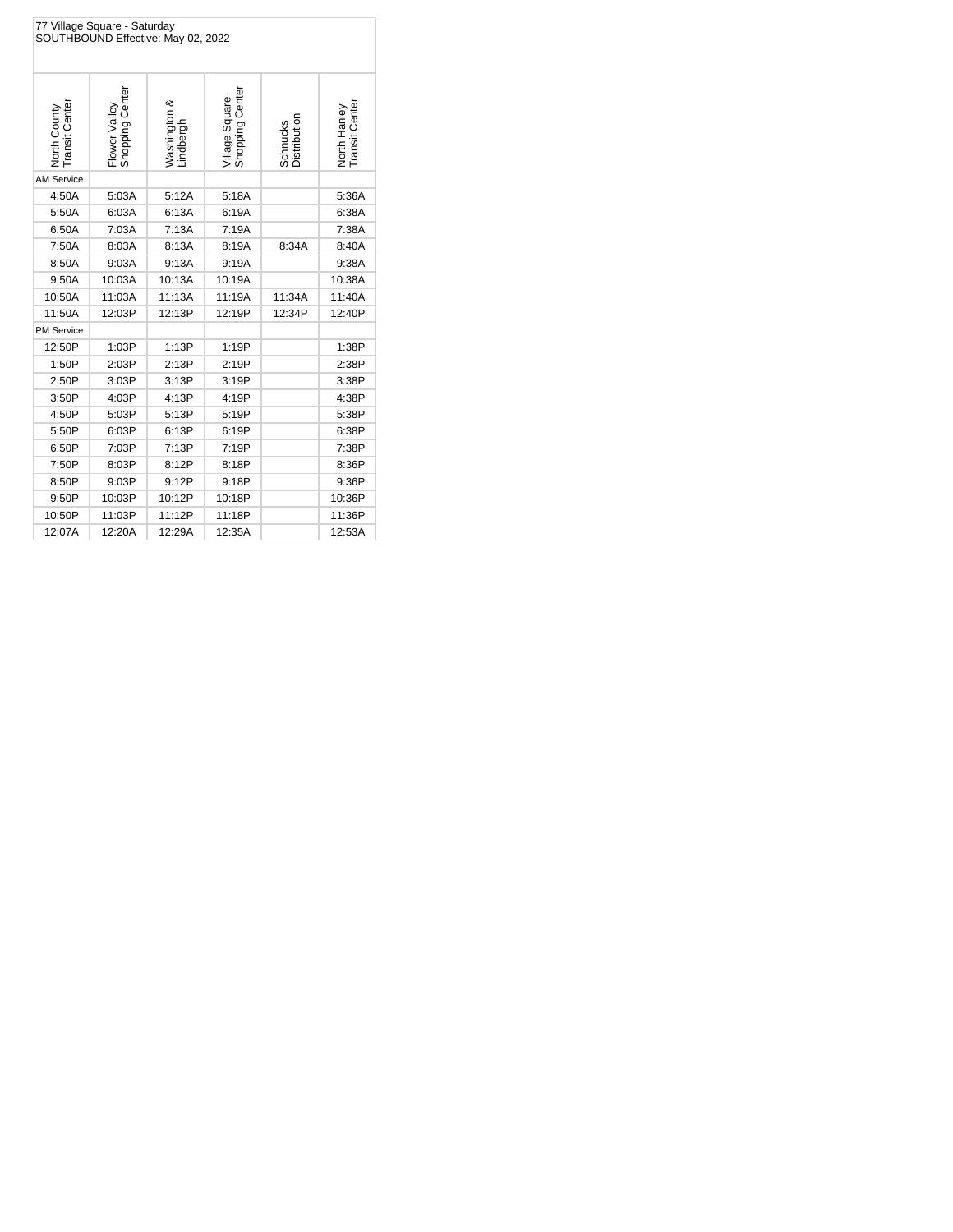77 Village Square - Saturday
SOUTHBOUND Effective: May 02, 2022

| North County Transit Center | Flower Valley Shopping Center | Washington & Lindbergh | Village Square Shopping Center | Schnucks Distribution | North Hanley Transit Center |
|---|---|---|---|---|---|
| AM Service | | | | | |
| 4:50A | 5:03A | 5:12A | 5:18A | | 5:36A |
| 5:50A | 6:03A | 6:13A | 6:19A | | 6:38A |
| 6:50A | 7:03A | 7:13A | 7:19A | | 7:38A |
| 7:50A | 8:03A | 8:13A | 8:19A | 8:34A | 8:40A |
| 8:50A | 9:03A | 9:13A | 9:19A | | 9:38A |
| 9:50A | 10:03A | 10:13A | 10:19A | | 10:38A |
| 10:50A | 11:03A | 11:13A | 11:19A | 11:34A | 11:40A |
| 11:50A | 12:03P | 12:13P | 12:19P | 12:34P | 12:40P |
| PM Service | | | | | |
| 12:50P | 1:03P | 1:13P | 1:19P | | 1:38P |
| 1:50P | 2:03P | 2:13P | 2:19P | | 2:38P |
| 2:50P | 3:03P | 3:13P | 3:19P | | 3:38P |
| 3:50P | 4:03P | 4:13P | 4:19P | | 4:38P |
| 4:50P | 5:03P | 5:13P | 5:19P | | 5:38P |
| 5:50P | 6:03P | 6:13P | 6:19P | | 6:38P |
| 6:50P | 7:03P | 7:13P | 7:19P | | 7:38P |
| 7:50P | 8:03P | 8:12P | 8:18P | | 8:36P |
| 8:50P | 9:03P | 9:12P | 9:18P | | 9:36P |
| 9:50P | 10:03P | 10:12P | 10:18P | | 10:36P |
| 10:50P | 11:03P | 11:12P | 11:18P | | 11:36P |
| 12:07A | 12:20A | 12:29A | 12:35A | | 12:53A |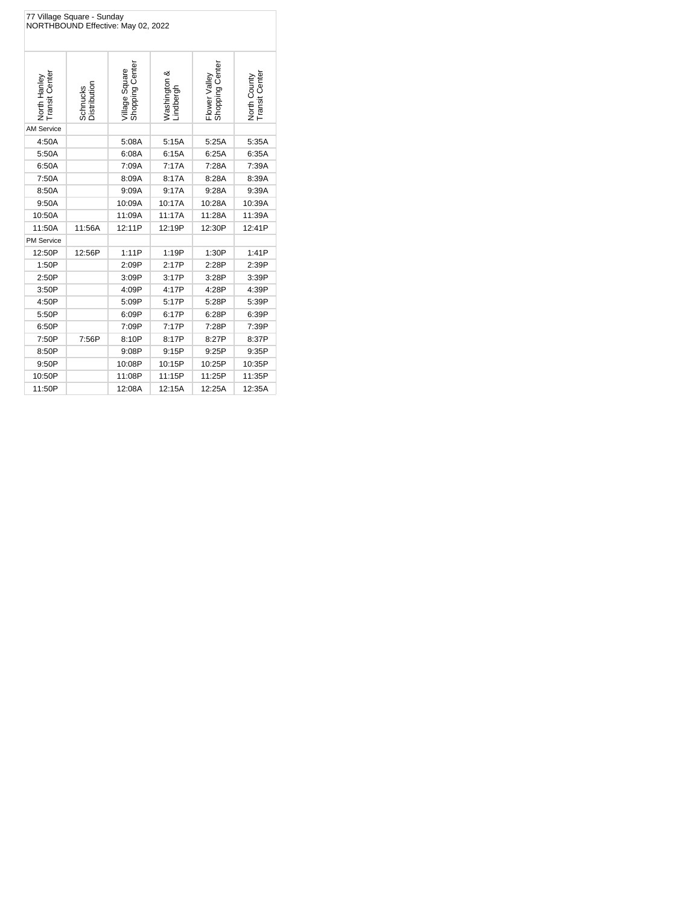77 Village Square - Sunday
NORTHBOUND Effective: May 02, 2022

| North Hanley Transit Center | Schnucks Distribution | Village Square Shopping Center | Washington & Lindbergh | Flower Valley Shopping Center | North County Transit Center |
|---|---|---|---|---|---|
| AM Service | | | | | |
| 4:50A | | 5:08A | 5:15A | 5:25A | 5:35A |
| 5:50A | | 6:08A | 6:15A | 6:25A | 6:35A |
| 6:50A | | 7:09A | 7:17A | 7:28A | 7:39A |
| 7:50A | | 8:09A | 8:17A | 8:28A | 8:39A |
| 8:50A | | 9:09A | 9:17A | 9:28A | 9:39A |
| 9:50A | | 10:09A | 10:17A | 10:28A | 10:39A |
| 10:50A | | 11:09A | 11:17A | 11:28A | 11:39A |
| 11:50A | 11:56A | 12:11P | 12:19P | 12:30P | 12:41P |
| PM Service | | | | | |
| 12:50P | 12:56P | 1:11P | 1:19P | 1:30P | 1:41P |
| 1:50P | | 2:09P | 2:17P | 2:28P | 2:39P |
| 2:50P | | 3:09P | 3:17P | 3:28P | 3:39P |
| 3:50P | | 4:09P | 4:17P | 4:28P | 4:39P |
| 4:50P | | 5:09P | 5:17P | 5:28P | 5:39P |
| 5:50P | | 6:09P | 6:17P | 6:28P | 6:39P |
| 6:50P | | 7:09P | 7:17P | 7:28P | 7:39P |
| 7:50P | 7:56P | 8:10P | 8:17P | 8:27P | 8:37P |
| 8:50P | | 9:08P | 9:15P | 9:25P | 9:35P |
| 9:50P | | 10:08P | 10:15P | 10:25P | 10:35P |
| 10:50P | | 11:08P | 11:15P | 11:25P | 11:35P |
| 11:50P | | 12:08A | 12:15A | 12:25A | 12:35A |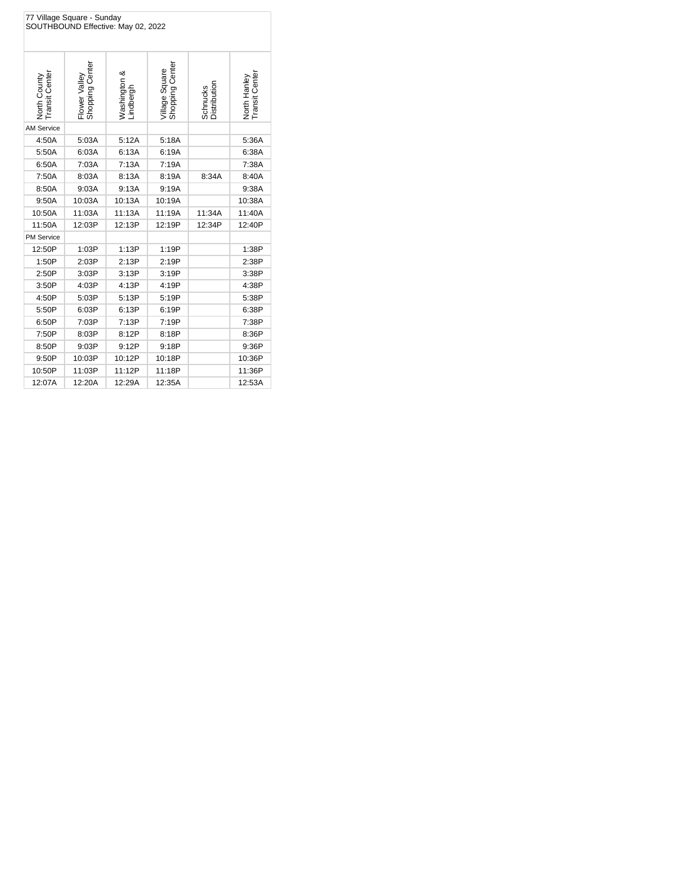77 Village Square - Sunday
SOUTHBOUND Effective: May 02, 2022

| North County Transit Center | Flower Valley Shopping Center | Washington & Lindbergh | Village Square Shopping Center | Schnucks Distribution | North Hanley Transit Center |
|---|---|---|---|---|---|
| AM Service | | | | | |
| 4:50A | 5:03A | 5:12A | 5:18A | | 5:36A |
| 5:50A | 6:03A | 6:13A | 6:19A | | 6:38A |
| 6:50A | 7:03A | 7:13A | 7:19A | | 7:38A |
| 7:50A | 8:03A | 8:13A | 8:19A | 8:34A | 8:40A |
| 8:50A | 9:03A | 9:13A | 9:19A | | 9:38A |
| 9:50A | 10:03A | 10:13A | 10:19A | | 10:38A |
| 10:50A | 11:03A | 11:13A | 11:19A | 11:34A | 11:40A |
| 11:50A | 12:03P | 12:13P | 12:19P | 12:34P | 12:40P |
| PM Service | | | | | |
| 12:50P | 1:03P | 1:13P | 1:19P | | 1:38P |
| 1:50P | 2:03P | 2:13P | 2:19P | | 2:38P |
| 2:50P | 3:03P | 3:13P | 3:19P | | 3:38P |
| 3:50P | 4:03P | 4:13P | 4:19P | | 4:38P |
| 4:50P | 5:03P | 5:13P | 5:19P | | 5:38P |
| 5:50P | 6:03P | 6:13P | 6:19P | | 6:38P |
| 6:50P | 7:03P | 7:13P | 7:19P | | 7:38P |
| 7:50P | 8:03P | 8:12P | 8:18P | | 8:36P |
| 8:50P | 9:03P | 9:12P | 9:18P | | 9:36P |
| 9:50P | 10:03P | 10:12P | 10:18P | | 10:36P |
| 10:50P | 11:03P | 11:12P | 11:18P | | 11:36P |
| 12:07A | 12:20A | 12:29A | 12:35A | | 12:53A |